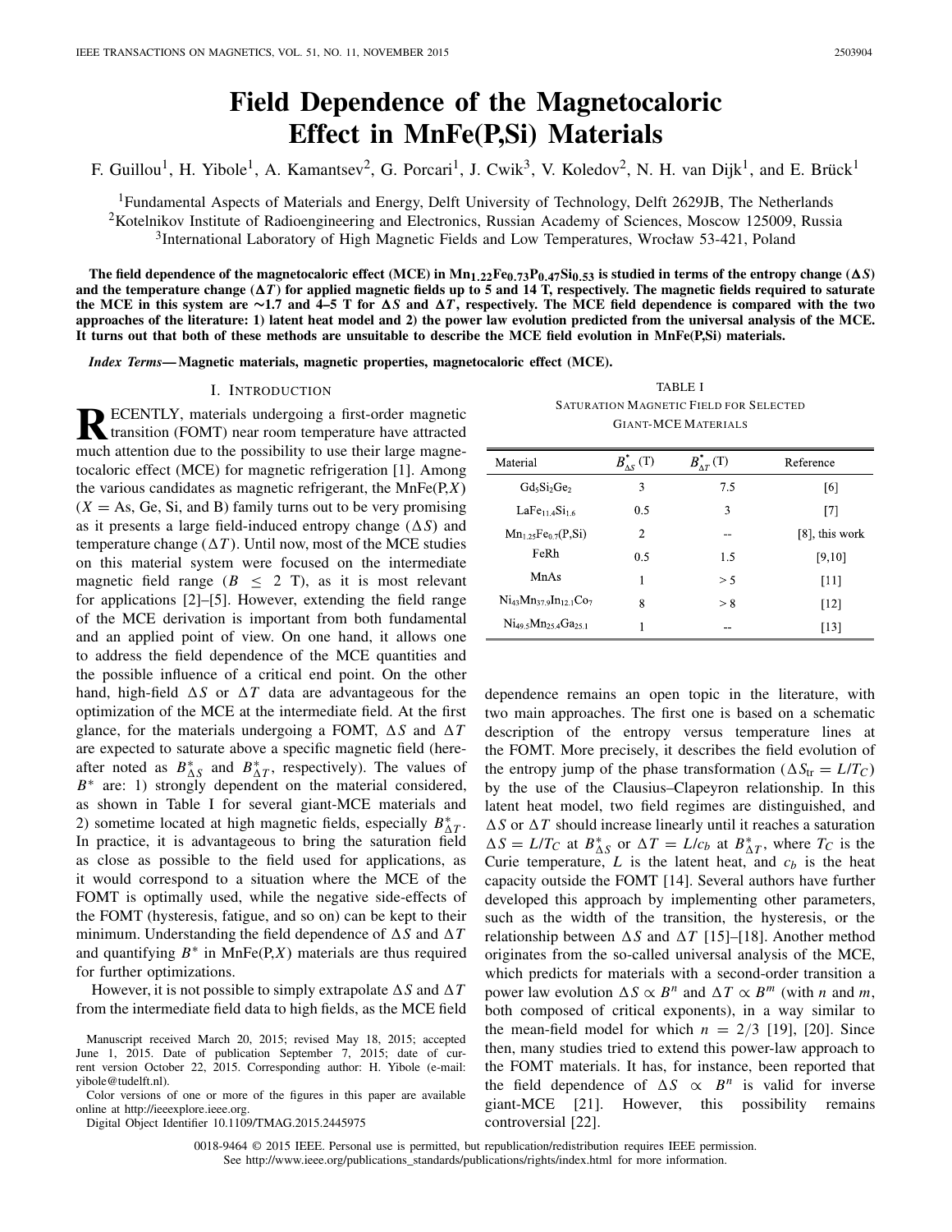# Field Dependence of the Magnetocaloric Effect in MnFe(P,Si) Materials

F. Guillou[1], H. Yibole[1], A. Kamantsev[2], G. Porcari[1], J. Cwik[3], V. Koledov[2], N. H. van Dijk[1], and E. Brück[1]

[1]Fundamental Aspects of Materials and Energy, Delft University of Technology, Delft 2629JB, The Netherlands
[2]Kotelnikov Institute of Radioengineering and Electronics, Russian Academy of Sciences, Moscow 125009, Russia
[3]International Laboratory of High Magnetic Fields and Low Temperatures, Wrocław 53-421, Poland

**The field dependence of the magnetocaloric effect (MCE) in $Mn_{1.22}Fe_{0.73}P_{0.47}Si_{0.53}$ is studied in terms of the entropy change ($\Delta S$) and the temperature change ($\Delta T$) for applied magnetic fields up to 5 and 14 T, respectively. The magnetic fields required to saturate the MCE in this system are ∼1.7 and 4–5 T for $\Delta S$ and $\Delta T$, respectively. The MCE field dependence is compared with the two approaches of the literature: 1) latent heat model and 2) the power law evolution predicted from the universal analysis of the MCE. It turns out that both of these methods are unsuitable to describe the MCE field evolution in MnFe(P,Si) materials.**

***Index Terms*— Magnetic materials, magnetic properties, magnetocaloric effect (MCE).**

## I. Introduction

Recently, materials undergoing a first-order magnetic transition (FOMT) near room temperature have attracted much attention due to the possibility to use their large magnetocaloric effect (MCE) for magnetic refrigeration [1]. Among the various candidates as magnetic refrigerant, the MnFe(P,$X$) ($X$ = As, Ge, Si, and B) family turns out to be very promising as it presents a large field-induced entropy change ($\Delta S$) and temperature change ($\Delta T$). Until now, most of the MCE studies on this material system were focused on the intermediate magnetic field range ($B \leq 2$ T), as it is most relevant for applications [2]–[5]. However, extending the field range of the MCE derivation is important from both fundamental and an applied point of view. On one hand, it allows one to address the field dependence of the MCE quantities and the possible influence of a critical end point. On the other hand, high-field $\Delta S$ or $\Delta T$ data are advantageous for the optimization of the MCE at the intermediate field. At the first glance, for the materials undergoing a FOMT, $\Delta S$ and $\Delta T$ are expected to saturate above a specific magnetic field (hereafter noted as $B^*_{\Delta S}$ and $B^*_{\Delta T}$, respectively). The values of $B^*$ are: 1) strongly dependent on the material considered, as shown in Table I for several giant-MCE materials and 2) sometime located at high magnetic fields, especially $B^*_{\Delta T}$. In practice, it is advantageous to bring the saturation field as close as possible to the field used for applications, as it would correspond to a situation where the MCE of the FOMT is optimally used, while the negative side-effects of the FOMT (hysteresis, fatigue, and so on) can be kept to their minimum. Understanding the field dependence of $\Delta S$ and $\Delta T$ and quantifying $B^*$ in MnFe(P,$X$) materials are thus required for further optimizations.

However, it is not possible to simply extrapolate $\Delta S$ and $\Delta T$ from the intermediate field data to high fields, as the MCE field dependence remains an open topic in the literature, with two main approaches. The first one is based on a schematic description of the entropy versus temperature lines at the FOMT. More precisely, it describes the field evolution of the entropy jump of the phase transformation ($\Delta S_{tr} = L/T_C$) by the use of the Clausius–Clapeyron relationship. In this latent heat model, two field regimes are distinguished, and $\Delta S$ or $\Delta T$ should increase linearly until it reaches a saturation $\Delta S = L/T_C$ at $B^*_{\Delta S}$ or $\Delta T = L/c_b$ at $B^*_{\Delta T}$, where $T_C$ is the Curie temperature, $L$ is the latent heat, and $c_b$ is the heat capacity outside the FOMT [14]. Several authors have further developed this approach by implementing other parameters, such as the width of the transition, the hysteresis, or the relationship between $\Delta S$ and $\Delta T$ [15]–[18]. Another method originates from the so-called universal analysis of the MCE, which predicts for materials with a second-order transition a power law evolution $\Delta S \propto B^n$ and $\Delta T \propto B^m$ (with $n$ and $m$, both composed of critical exponents), in a way similar to the mean-field model for which $n = 2/3$ [19], [20]. Since then, many studies tried to extend this power-law approach to the FOMT materials. It has, for instance, been reported that the field dependence of $\Delta S \propto B^n$ is valid for inverse giant-MCE [21]. However, this possibility remains controversial [22].

TABLE I
Saturation Magnetic Field for Selected Giant-MCE Materials

| Material | $B^*_{\Delta S}$ (T) | $B^*_{\Delta T}$ (T) | Reference |
|---|---|---|---|
| $Gd_5Si_2Ge_2$ | 3 | 7.5 | [6] |
| $LaFe_{11.4}Si_{1.6}$ | 0.5 | 3 | [7] |
| $Mn_{1.25}Fe_{0.7}$(P,Si) | 2 | -- | [8], this work |
| FeRh | 0.5 | 1.5 | [9,10] |
| MnAs | 1 | > 5 | [11] |
| $Ni_{43}Mn_{37.9}In_{12.1}Co_7$ | 8 | > 8 | [12] |
| $Ni_{49.5}Mn_{25.4}Ga_{25.1}$ | 1 | -- | [13] |

Manuscript received March 20, 2015; revised May 18, 2015; accepted June 1, 2015. Date of publication September 7, 2015; date of current version October 22, 2015. Corresponding author: H. Yibole (e-mail: yibole@tudelft.nl).

Color versions of one or more of the figures in this paper are available online at http://ieeexplore.ieee.org.

Digital Object Identifier 10.1109/TMAG.2015.2445975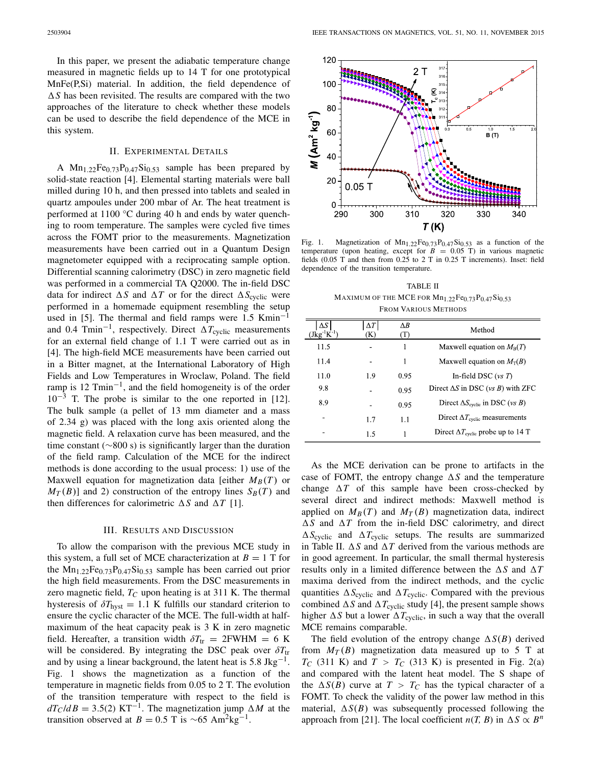In this paper, we present the adiabatic temperature change measured in magnetic fields up to 14 T for one prototypical MnFe(P,Si) material. In addition, the field dependence of $\Delta S$ has been revisited. The results are compared with the two approaches of the literature to check whether these models can be used to describe the field dependence of the MCE in this system.

## II. Experimental Details

A $Mn_{1.22}Fe_{0.73}P_{0.47}Si_{0.53}$ sample has been prepared by solid-state reaction [4]. Elemental starting materials were ball milled during 10 h, and then pressed into tablets and sealed in quartz ampoules under 200 mbar of Ar. The heat treatment is performed at 1100 °C during 40 h and ends by water quenching to room temperature. The samples were cycled five times across the FOMT prior to the measurements. Magnetization measurements have been carried out in a Quantum Design magnetometer equipped with a reciprocating sample option. Differential scanning calorimetry (DSC) in zero magnetic field was performed in a commercial TA Q2000. The in-field DSC data for indirect $\Delta S$ and $\Delta T$ or for the direct $\Delta S_{\text{cyclic}}$ were performed in a homemade equipment resembling the setup used in [5]. The thermal and field ramps were 1.5 $\text{Kmin}^{-1}$ and 0.4 $\text{Tmin}^{-1}$, respectively. Direct $\Delta T_{\text{cyclic}}$ measurements for an external field change of 1.1 T were carried out as in [4]. The high-field MCE measurements have been carried out in a Bitter magnet, at the International Laboratory of High Fields and Low Temperatures in Wroclaw, Poland. The field ramp is 12 $\text{Tmin}^{-1}$, and the field homogeneity is of the order $10^{-3}$ T. The probe is similar to the one reported in [12]. The bulk sample (a pellet of 13 mm diameter and a mass of 2.34 g) was placed with the long axis oriented along the magnetic field. A relaxation curve has been measured, and the time constant (~800 s) is significantly larger than the duration of the field ramp. Calculation of the MCE for the indirect methods is done according to the usual process: 1) use of the Maxwell equation for magnetization data [either $M_B(T)$ or $M_T(B)$] and 2) construction of the entropy lines $S_B(T)$ and then differences for calorimetric $\Delta S$ and $\Delta T$ [1].

## III. Results and Discussion

To allow the comparison with the previous MCE study in this system, a full set of MCE characterization at $B = 1$ T for the $Mn_{1.22}Fe_{0.73}P_{0.47}Si_{0.53}$ sample has been carried out prior the high field measurements. From the DSC measurements in zero magnetic field, $T_C$ upon heating is at 311 K. The thermal hysteresis of $\delta T_{\text{hyst}} = 1.1$ K fulfills our standard criterion to ensure the cyclic character of the MCE. The full-width at half-maximum of the heat capacity peak is 3 K in zero magnetic field. Hereafter, a transition width $\delta T_{\text{tr}} = 2\text{FWHM} = 6$ K will be considered. By integrating the DSC peak over $\delta T_{\text{tr}}$ and by using a linear background, the latent heat is 5.8 $\text{Jkg}^{-1}$. Fig. 1 shows the magnetization as a function of the temperature in magnetic fields from 0.05 to 2 T. The evolution of the transition temperature with respect to the field is $dT_C/dB = 3.5(2)$ $\text{KT}^{-1}$. The magnetization jump $\Delta M$ at the transition observed at $B = 0.5$ T is ~65 $\text{Am}^2\text{kg}^{-1}$.

Fig. 1. Magnetization of $Mn_{1.22}Fe_{0.73}P_{0.47}Si_{0.53}$ as a function of the temperature (upon heating, except for $B = 0.05$ T) in various magnetic fields (0.05 T and then from 0.25 to 2 T in 0.25 T increments). Inset: field dependence of the transition temperature.

TABLE II
MAXIMUM OF THE MCE FOR $Mn_{1.22}Fe_{0.73}P_{0.47}Si_{0.53}$ FROM VARIOUS METHODS

| $\|\Delta S\|$ ($\text{Jkg}^{-1}\text{K}^{-1}$) | $\|\Delta T\|$ (K) | $\Delta B$ (T) | Method |
|---|---|---|---|
| 11.5 | - | 1 | Maxwell equation on $M_B(T)$ |
| 11.4 | - | 1 | Maxwell equation on $M_T(B)$ |
| 11.0 | 1.9 | 0.95 | In-field DSC (*vs T*) |
| 9.8 | - | 0.95 | Direct $\Delta S$ in DSC (*vs B*) with ZFC |
| 8.9 | - | 0.95 | Direct $\Delta S_{\text{cyclic}}$ in DSC (*vs B*) |
| - | 1.7 | 1.1 | Direct $\Delta T_{\text{cyclic}}$ measurements |
| - | 1.5 | 1 | Direct $\Delta T_{\text{cyclic}}$ probe up to 14 T |

As the MCE derivation can be prone to artifacts in the case of FOMT, the entropy change $\Delta S$ and the temperature change $\Delta T$ of this sample have been cross-checked by several direct and indirect methods: Maxwell method is applied on $M_B(T)$ and $M_T(B)$ magnetization data, indirect $\Delta S$ and $\Delta T$ from the in-field DSC calorimetry, and direct $\Delta S_{\text{cyclic}}$ and $\Delta T_{\text{cyclic}}$ setups. The results are summarized in Table II. $\Delta S$ and $\Delta T$ derived from the various methods are in good agreement. In particular, the small thermal hysteresis results only in a limited difference between the $\Delta S$ and $\Delta T$ maxima derived from the indirect methods, and the cyclic quantities $\Delta S_{\text{cyclic}}$ and $\Delta T_{\text{cyclic}}$. Compared with the previous combined $\Delta S$ and $\Delta T_{\text{cyclic}}$ study [4], the present sample shows higher $\Delta S$ but a lower $\Delta T_{\text{cyclic}}$, in such a way that the overall MCE remains comparable.

The field evolution of the entropy change $\Delta S(B)$ derived from $M_T(B)$ magnetization data measured up to 5 T at $T_C$ (311 K) and $T > T_C$ (313 K) is presented in Fig. 2(a) and compared with the latent heat model. The S shape of the $\Delta S(B)$ curve at $T > T_C$ has the typical character of a FOMT. To check the validity of the power law method in this material, $\Delta S(B)$ was subsequently processed following the approach from [21]. The local coefficient $n(T, B)$ in $\Delta S \propto B^n$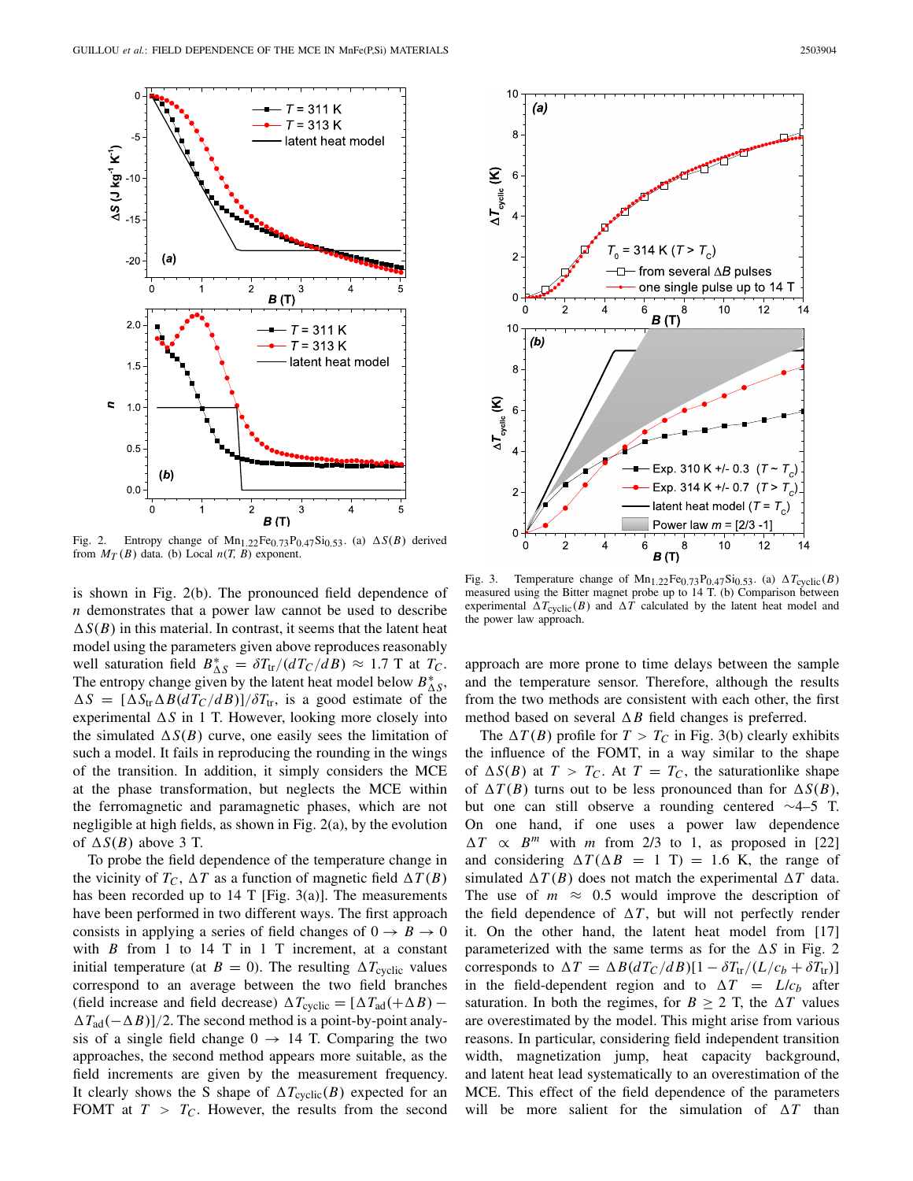Fig. 2. Entropy change of $Mn_{1.22}Fe_{0.73}P_{0.47}Si_{0.53}$. (a) $\Delta S(B)$ derived from $M_T(B)$ data. (b) Local $n(T, B)$ exponent.

Fig. 3. Temperature change of $Mn_{1.22}Fe_{0.73}P_{0.47}Si_{0.53}$. (a) $\Delta T_{\mathrm{cyclic}}(B)$ measured using the Bitter magnet probe up to 14 T. (b) Comparison between experimental $\Delta T_{\mathrm{cyclic}}(B)$ and $\Delta T$ calculated by the latent heat model and the power law approach.

is shown in Fig. 2(b). The pronounced field dependence of $n$ demonstrates that a power law cannot be used to describe $\Delta S(B)$ in this material. In contrast, it seems that the latent heat model using the parameters given above reproduces reasonably well saturation field $B^*_{\Delta S} = \delta T_{\mathrm{tr}}/(dT_C/dB) \approx 1.7$ T at $T_C$. The entropy change given by the latent heat model below $B^*_{\Delta S}$, $\Delta S = [\Delta S_{\mathrm{tr}} \Delta B(dT_C/dB)]/\delta T_{\mathrm{tr}}$, is a good estimate of the experimental $\Delta S$ in 1 T. However, looking more closely into the simulated $\Delta S(B)$ curve, one easily sees the limitation of such a model. It fails in reproducing the rounding in the wings of the transition. In addition, it simply considers the MCE at the phase transformation, but neglects the MCE within the ferromagnetic and paramagnetic phases, which are not negligible at high fields, as shown in Fig. 2(a), by the evolution of $\Delta S(B)$ above 3 T.

To probe the field dependence of the temperature change in the vicinity of $T_C$, $\Delta T$ as a function of magnetic field $\Delta T(B)$ has been recorded up to 14 T [Fig. 3(a)]. The measurements have been performed in two different ways. The first approach consists in applying a series of field changes of $0 \rightarrow B \rightarrow 0$ with $B$ from 1 to 14 T in 1 T increment, at a constant initial temperature (at $B = 0$). The resulting $\Delta T_{\mathrm{cyclic}}$ values correspond to an average between the two field branches (field increase and field decrease) $\Delta T_{\mathrm{cyclic}} = [\Delta T_{\mathrm{ad}}(+\Delta B) - \Delta T_{\mathrm{ad}}(-\Delta B)]/2$. The second method is a point-by-point analysis of a single field change $0 \rightarrow 14$ T. Comparing the two approaches, the second method appears more suitable, as the field increments are given by the measurement frequency. It clearly shows the S shape of $\Delta T_{\mathrm{cyclic}}(B)$ expected for an FOMT at $T > T_C$. However, the results from the second approach are more prone to time delays between the sample and the temperature sensor. Therefore, although the results from the two methods are consistent with each other, the first method based on several $\Delta B$ field changes is preferred.

The $\Delta T(B)$ profile for $T > T_C$ in Fig. 3(b) clearly exhibits the influence of the FOMT, in a way similar to the shape of $\Delta S(B)$ at $T > T_C$. At $T = T_C$, the saturationlike shape of $\Delta T(B)$ turns out to be less pronounced than for $\Delta S(B)$, but one can still observe a rounding centered $\sim$4–5 T. On one hand, if one uses a power law dependence $\Delta T \propto B^m$ with $m$ from 2/3 to 1, as proposed in [22] and considering $\Delta T(\Delta B = 1\ \mathrm{T}) = 1.6$ K, the range of simulated $\Delta T(B)$ does not match the experimental $\Delta T$ data. The use of $m \approx 0.5$ would improve the description of the field dependence of $\Delta T$, but will not perfectly render it. On the other hand, the latent heat model from [17] parameterized with the same terms as for the $\Delta S$ in Fig. 2 corresponds to $\Delta T = \Delta B(dT_C/dB)[1 - \delta T_{\mathrm{tr}}/(L/c_b + \delta T_{\mathrm{tr}})]$ in the field-dependent region and to $\Delta T = L/c_b$ after saturation. In both the regimes, for $B \geq 2$ T, the $\Delta T$ values are overestimated by the model. This might arise from various reasons. In particular, considering field independent transition width, magnetization jump, heat capacity background, and latent heat lead systematically to an overestimation of the MCE. This effect of the field dependence of the parameters will be more salient for the simulation of $\Delta T$ than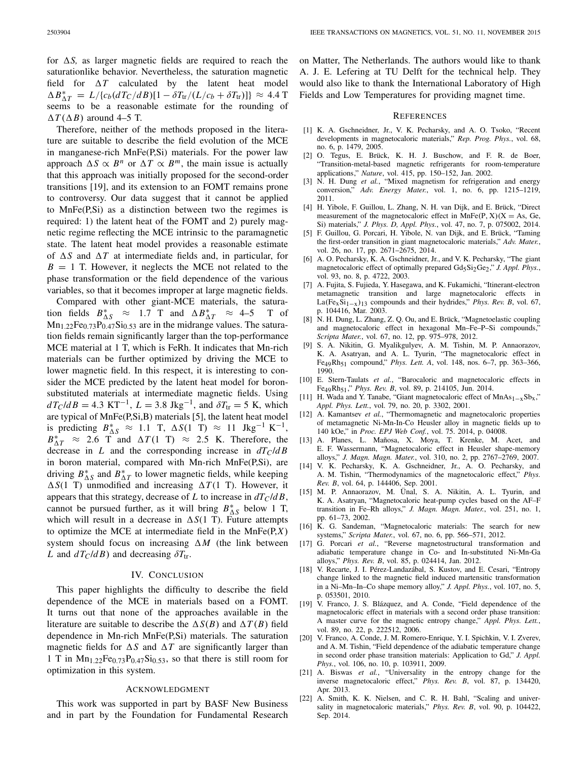for $\Delta S$, as larger magnetic fields are required to reach the saturationlike behavior. Nevertheless, the saturation magnetic field for $\Delta T$ calculated by the latent heat model $\Delta B^*_{\Delta T} = L/\{c_b(dT_C/dB)[1 - \delta T_{\text{tr}}/(L/c_b + \delta T_{\text{tr}})]\} \approx 4.4$ T seems to be a reasonable estimate for the rounding of $\Delta T(\Delta B)$ around 4–5 T.

Therefore, neither of the methods proposed in the literature are suitable to describe the field evolution of the MCE in manganese-rich MnFe(P,Si) materials. For the power law approach $\Delta S \propto B^n$ or $\Delta T \propto B^m$, the main issue is actually that this approach was initially proposed for the second-order transitions [19], and its extension to an FOMT remains prone to controversy. Our data suggest that it cannot be applied to MnFe(P,Si) as a distinction between two the regimes is required: 1) the latent heat of the FOMT and 2) purely magnetic regime reflecting the MCE intrinsic to the paramagnetic state. The latent heat model provides a reasonable estimate of $\Delta S$ and $\Delta T$ at intermediate fields and, in particular, for $B = 1$ T. However, it neglects the MCE not related to the phase transformation or the field dependence of the various variables, so that it becomes improper at large magnetic fields.

Compared with other giant-MCE materials, the saturation fields $B^*_{\Delta S} \approx 1.7$ T and $\Delta B^*_{\Delta T} \approx 4$–5 T of $Mn_{1.22}Fe_{0.73}P_{0.47}Si_{0.53}$ are in the midrange values. The saturation fields remain significantly larger than the top-performance MCE material at 1 T, which is FeRh. It indicates that Mn-rich materials can be further optimized by driving the MCE to lower magnetic field. In this respect, it is interesting to consider the MCE predicted by the latent heat model for boron-substituted materials at intermediate magnetic fields. Using $dT_C/dB = 4.3$ KT$^{-1}$, $L = 3.8$ Jkg$^{-1}$, and $\delta T_{\text{tr}} = 5$ K, which are typical of MnFe(P,Si,B) materials [5], the latent heat model is predicting $B^*_{\Delta S} \approx 1.1$ T, $\Delta S(1\text{ T}) \approx 11$ Jkg$^{-1}$ K$^{-1}$, $B^*_{\Delta T} \approx 2.6$ T and $\Delta T(1\text{ T}) \approx 2.5$ K. Therefore, the decrease in $L$ and the corresponding increase in $dT_C/dB$ in boron material, compared with Mn-rich MnFe(P,Si), are driving $B^*_{\Delta S}$ and $B^*_{\Delta T}$ to lower magnetic fields, while keeping $\Delta S(1\text{ T})$ unmodified and increasing $\Delta T(1\text{ T})$. However, it appears that this strategy, decrease of $L$ to increase in $dT_C/dB$, cannot be pursued further, as it will bring $B^*_{\Delta S}$ below 1 T, which will result in a decrease in $\Delta S(1\text{ T})$. Future attempts to optimize the MCE at intermediate field in the MnFe(P,$X$) system should focus on increasing $\Delta M$ (the link between $L$ and $dT_C/dB$) and decreasing $\delta T_{\text{tr}}$.

## IV. Conclusion

This paper highlights the difficulty to describe the field dependence of the MCE in materials based on a FOMT. It turns out that none of the approaches available in the literature are suitable to describe the $\Delta S(B)$ and $\Delta T(B)$ field dependence in Mn-rich MnFe(P,Si) materials. The saturation magnetic fields for $\Delta S$ and $\Delta T$ are significantly larger than 1 T in $Mn_{1.22}Fe_{0.73}P_{0.47}Si_{0.53}$, so that there is still room for optimization in this system.

## Acknowledgment

This work was supported in part by BASF New Business and in part by the Foundation for Fundamental Research on Matter, The Netherlands. The authors would like to thank A. J. E. Lefering at TU Delft for the technical help. They would also like to thank the International Laboratory of High Fields and Low Temperatures for providing magnet time.

## References

[1] K. A. Gschneidner, Jr., V. K. Pecharsky, and A. O. Tsoko, "Recent developments in magnetocaloric materials," *Rep. Prog. Phys.*, vol. 68, no. 6, p. 1479, 2005.

[2] O. Tegus, E. Brück, K. H. J. Buschow, and F. R. de Boer, "Transition-metal-based magnetic refrigerants for room-temperature applications," *Nature*, vol. 415, pp. 150–152, Jan. 2002.

[3] N. H. Dung *et al.*, "Mixed magnetism for refrigeration and energy conversion," *Adv. Energy Mater.*, vol. 1, no. 6, pp. 1215–1219, 2011.

[4] H. Yibole, F. Guillou, L. Zhang, N. H. van Dijk, and E. Brück, "Direct measurement of the magnetocaloric effect in MnFe(P, X)(X = As, Ge, Si) materials," *J. Phys. D, Appl. Phys.*, vol. 47, no. 7, p. 075002, 2014.

[5] F. Guillou, G. Porcari, H. Yibole, N. van Dijk, and E. Brück, "Taming the first-order transition in giant magnetocaloric materials," *Adv. Mater.*, vol. 26, no. 17, pp. 2671–2675, 2014.

[6] A. O. Pecharsky, K. A. Gschneidner, Jr., and V. K. Pecharsky, "The giant magnetocaloric effect of optimally prepared $Gd_5Si_2Ge_2$," *J. Appl. Phys.*, vol. 93, no. 8, p. 4722, 2003.

[7] A. Fujita, S. Fujieda, Y. Hasegawa, and K. Fukamichi, "Itinerant-electron metamagnetic transition and large magnetocaloric effects in $La(Fe_xSi_{1-x})_{13}$ compounds and their hydrides," *Phys. Rev. B*, vol. 67, p. 104416, Mar. 2003.

[8] N. H. Dung, L. Zhang, Z. Q. Ou, and E. Brück, "Magnetoelastic coupling and magnetocaloric effect in hexagonal Mn–Fe–P–Si compounds," *Scripta Mater.*, vol. 67, no. 12, pp. 975–978, 2012.

[9] S. A. Nikitin, G. Myalikgulyev, A. M. Tishin, M. P. Annaorazov, K. A. Asatryan, and A. L. Tyurin, "The magnetocaloric effect in $Fe_{49}Rh_{51}$ compound," *Phys. Lett. A*, vol. 148, nos. 6–7, pp. 363–366, 1990.

[10] E. Stern-Taulats *et al.*, "Barocaloric and magnetocaloric effects in $Fe_{49}Rh_{51}$," *Phys. Rev. B*, vol. 89, p. 214105, Jun. 2014.

[11] H. Wada and Y. Tanabe, "Giant magnetocaloric effect of $MnAs_{1-x}Sb_x$," *Appl. Phys. Lett.*, vol. 79, no. 20, p. 3302, 2001.

[12] A. Kamantsev *et al.*, "Thermomagnetic and magnetocaloric properties of metamagnetic Ni-Mn-In-Co Heusler alloy in magnetic fields up to 140 kOe," in *Proc. EPJ Web Conf.*, vol. 75. 2014, p. 04008.

[13] A. Planes, L. Mañosa, X. Moya, T. Krenke, M. Acet, and E. F. Wassermann, "Magnetocaloric effect in Heusler shape-memory alloys," *J. Magn. Magn. Mater.*, vol. 310, no. 2, pp. 2767–2769, 2007.

[14] V. K. Pecharsky, K. A. Gschneidner, Jr., A. O. Pecharsky, and A. M. Tishin, "Thermodynamics of the magnetocaloric effect," *Phys. Rev. B*, vol. 64, p. 144406, Sep. 2001.

[15] M. P. Annaorazov, M. Ünal, S. A. Nikitin, A. L. Tyurin, and K. A. Asatryan, "Magnetocaloric heat-pump cycles based on the AF–F transition in Fe–Rh alloys," *J. Magn. Magn. Mater.*, vol. 251, no. 1, pp. 61–73, 2002.

[16] K. G. Sandeman, "Magnetocaloric materials: The search for new systems," *Scripta Mater.*, vol. 67, no. 6, pp. 566–571, 2012.

[17] G. Porcari *et al.*, "Reverse magnetostructural transformation and adiabatic temperature change in Co- and In-substituted Ni-Mn-Ga alloys," *Phys. Rev. B*, vol. 85, p. 024414, Jan. 2012.

[18] V. Recarte, J. I. Pérez-Landazábal, S. Kustov, and E. Cesari, "Entropy change linked to the magnetic field induced martensitic transformation in a Ni–Mn–In–Co shape memory alloy," *J. Appl. Phys.*, vol. 107, no. 5, p. 053501, 2010.

[19] V. Franco, J. S. Blázquez, and A. Conde, "Field dependence of the magnetocaloric effect in materials with a second order phase transition: A master curve for the magnetic entropy change," *Appl. Phys. Lett.*, vol. 89, no. 22, p. 222512, 2006.

[20] V. Franco, A. Conde, J. M. Romero-Enrique, Y. I. Spichkin, V. I. Zverev, and A. M. Tishin, "Field dependence of the adiabatic temperature change in second order phase transition materials: Application to Gd," *J. Appl. Phys.*, vol. 106, no. 10, p. 103911, 2009.

[21] A. Biswas *et al.*, "Universality in the entropy change for the inverse magnetocaloric effect," *Phys. Rev. B*, vol. 87, p. 134420, Apr. 2013.

[22] A. Smith, K. K. Nielsen, and C. R. H. Bahl, "Scaling and universality in magnetocaloric materials," *Phys. Rev. B*, vol. 90, p. 104422, Sep. 2014.